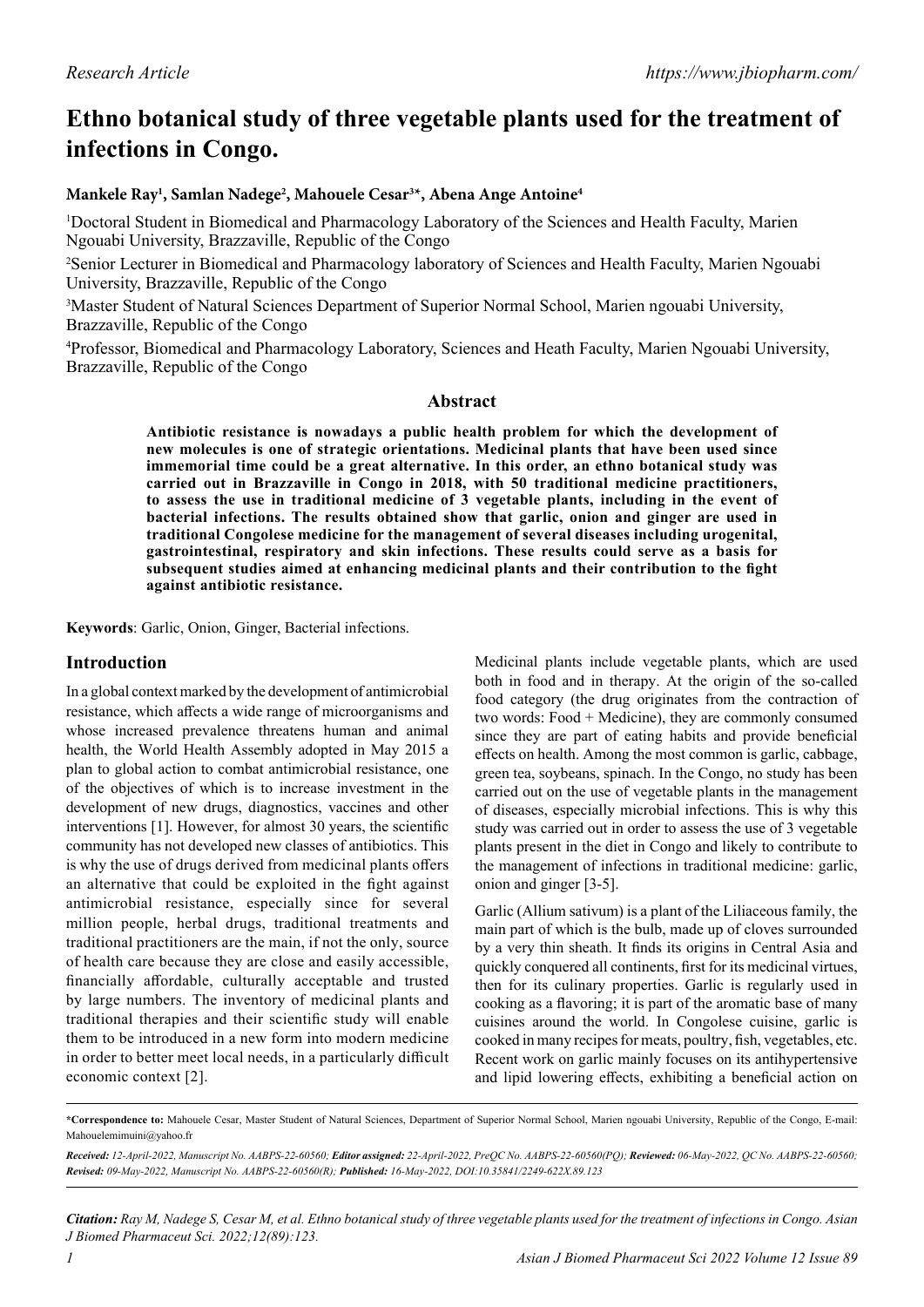Research Article

https://www.jbiopharm.com/

# Ethno botanical study of three vegetable plants used for the treatment of infections in Congo.

**Mankele Ray[1], Samlan Nadege[2], Mahouele Cesar[3*], Abena Ange Antoine[4]**

[1]Doctoral Student in Biomedical and Pharmacology Laboratory of the Sciences and Health Faculty, Marien Ngouabi University, Brazzaville, Republic of the Congo

[2]Senior Lecturer in Biomedical and Pharmacology laboratory of Sciences and Health Faculty, Marien Ngouabi University, Brazzaville, Republic of the Congo

[3]Master Student of Natural Sciences Department of Superior Normal School, Marien ngouabi University, Brazzaville, Republic of the Congo

[4]Professor, Biomedical and Pharmacology Laboratory, Sciences and Heath Faculty, Marien Ngouabi University, Brazzaville, Republic of the Congo

## Abstract

**Antibiotic resistance is nowadays a public health problem for which the development of new molecules is one of strategic orientations. Medicinal plants that have been used since immemorial time could be a great alternative. In this order, an ethno botanical study was carried out in Brazzaville in Congo in 2018, with 50 traditional medicine practitioners, to assess the use in traditional medicine of 3 vegetable plants, including in the event of bacterial infections. The results obtained show that garlic, onion and ginger are used in traditional Congolese medicine for the management of several diseases including urogenital, gastrointestinal, respiratory and skin infections. These results could serve as a basis for subsequent studies aimed at enhancing medicinal plants and their contribution to the fight against antibiotic resistance.**

**Keywords**: Garlic, Onion, Ginger, Bacterial infections.

## Introduction

In a global context marked by the development of antimicrobial resistance, which affects a wide range of microorganisms and whose increased prevalence threatens human and animal health, the World Health Assembly adopted in May 2015 a plan to global action to combat antimicrobial resistance, one of the objectives of which is to increase investment in the development of new drugs, diagnostics, vaccines and other interventions [1]. However, for almost 30 years, the scientific community has not developed new classes of antibiotics. This is why the use of drugs derived from medicinal plants offers an alternative that could be exploited in the fight against antimicrobial resistance, especially since for several million people, herbal drugs, traditional treatments and traditional practitioners are the main, if not the only, source of health care because they are close and easily accessible, financially affordable, culturally acceptable and trusted by large numbers. The inventory of medicinal plants and traditional therapies and their scientific study will enable them to be introduced in a new form into modern medicine in order to better meet local needs, in a particularly difficult economic context [2].

Medicinal plants include vegetable plants, which are used both in food and in therapy. At the origin of the so-called food category (the drug originates from the contraction of two words: Food + Medicine), they are commonly consumed since they are part of eating habits and provide beneficial effects on health. Among the most common is garlic, cabbage, green tea, soybeans, spinach. In the Congo, no study has been carried out on the use of vegetable plants in the management of diseases, especially microbial infections. This is why this study was carried out in order to assess the use of 3 vegetable plants present in the diet in Congo and likely to contribute to the management of infections in traditional medicine: garlic, onion and ginger [3-5].

Garlic (Allium sativum) is a plant of the Liliaceous family, the main part of which is the bulb, made up of cloves surrounded by a very thin sheath. It finds its origins in Central Asia and quickly conquered all continents, first for its medicinal virtues, then for its culinary properties. Garlic is regularly used in cooking as a flavoring; it is part of the aromatic base of many cuisines around the world. In Congolese cuisine, garlic is cooked in many recipes for meats, poultry, fish, vegetables, etc. Recent work on garlic mainly focuses on its antihypertensive and lipid lowering effects, exhibiting a beneficial action on

**\*Correspondence to:** Mahouele Cesar, Master Student of Natural Sciences, Department of Superior Normal School, Marien ngouabi University, Republic of the Congo, E-mail: Mahouelemimuini@yahoo.fr

***Received:*** *12-April-2022, Manuscript No. AABPS-22-60560;* ***Editor assigned:*** *22-April-2022, PreQC No. AABPS-22-60560(PQ);* ***Reviewed:*** *06-May-2022, QC No. AABPS-22-60560;* ***Revised:*** *09-May-2022, Manuscript No. AABPS-22-60560(R);* ***Published:*** *16-May-2022, DOI:10.35841/2249-622X.89.123*

***Citation:*** *Ray M, Nadege S, Cesar M, et al. Ethno botanical study of three vegetable plants used for the treatment of infections in Congo. Asian J Biomed Pharmaceut Sci. 2022;12(89):123.*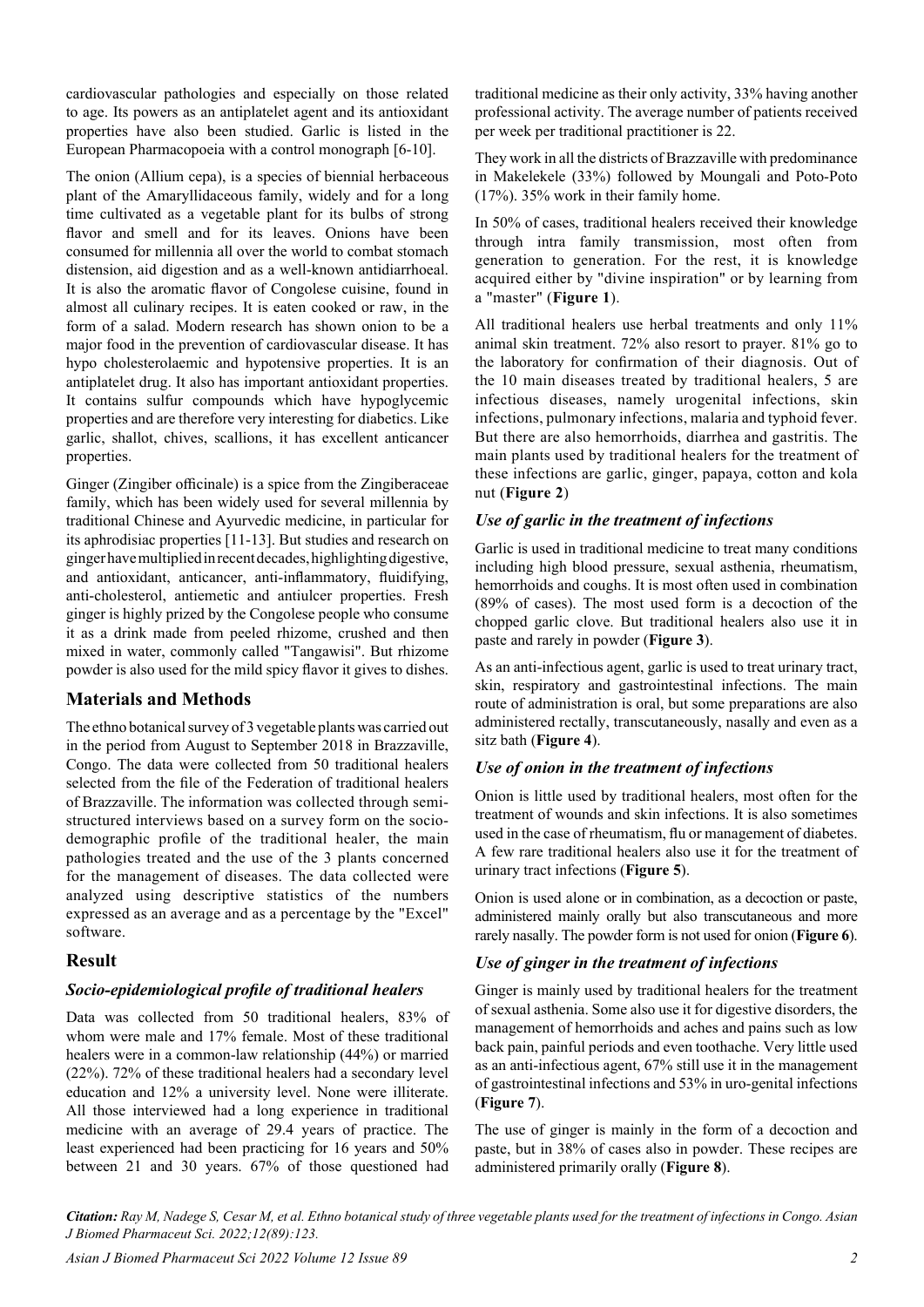cardiovascular pathologies and especially on those related to age. Its powers as an antiplatelet agent and its antioxidant properties have also been studied. Garlic is listed in the European Pharmacopoeia with a control monograph [6-10].

The onion (Allium cepa), is a species of biennial herbaceous plant of the Amaryllidaceous family, widely and for a long time cultivated as a vegetable plant for its bulbs of strong flavor and smell and for its leaves. Onions have been consumed for millennia all over the world to combat stomach distension, aid digestion and as a well-known antidiarrhoeal. It is also the aromatic flavor of Congolese cuisine, found in almost all culinary recipes. It is eaten cooked or raw, in the form of a salad. Modern research has shown onion to be a major food in the prevention of cardiovascular disease. It has hypo cholesterolaemic and hypotensive properties. It is an antiplatelet drug. It also has important antioxidant properties. It contains sulfur compounds which have hypoglycemic properties and are therefore very interesting for diabetics. Like garlic, shallot, chives, scallions, it has excellent anticancer properties.

Ginger (Zingiber officinale) is a spice from the Zingiberaceae family, which has been widely used for several millennia by traditional Chinese and Ayurvedic medicine, in particular for its aphrodisiac properties [11-13]. But studies and research on ginger have multiplied in recent decades, highlighting digestive, and antioxidant, anticancer, anti-inflammatory, fluidifying, anti-cholesterol, antiemetic and antiulcer properties. Fresh ginger is highly prized by the Congolese people who consume it as a drink made from peeled rhizome, crushed and then mixed in water, commonly called "Tangawisi". But rhizome powder is also used for the mild spicy flavor it gives to dishes.

## Materials and Methods

The ethno botanical survey of 3 vegetable plants was carried out in the period from August to September 2018 in Brazzaville, Congo. The data were collected from 50 traditional healers selected from the file of the Federation of traditional healers of Brazzaville. The information was collected through semi-structured interviews based on a survey form on the socio-demographic profile of the traditional healer, the main pathologies treated and the use of the 3 plants concerned for the management of diseases. The data collected were analyzed using descriptive statistics of the numbers expressed as an average and as a percentage by the "Excel" software.

## Result

### *Socio-epidemiological profile of traditional healers*

Data was collected from 50 traditional healers, 83% of whom were male and 17% female. Most of these traditional healers were in a common-law relationship (44%) or married (22%). 72% of these traditional healers had a secondary level education and 12% a university level. None were illiterate. All those interviewed had a long experience in traditional medicine with an average of 29.4 years of practice. The least experienced had been practicing for 16 years and 50% between 21 and 30 years. 67% of those questioned had traditional medicine as their only activity, 33% having another professional activity. The average number of patients received per week per traditional practitioner is 22.

They work in all the districts of Brazzaville with predominance in Makelekele (33%) followed by Moungali and Poto-Poto (17%). 35% work in their family home.

In 50% of cases, traditional healers received their knowledge through intra family transmission, most often from generation to generation. For the rest, it is knowledge acquired either by "divine inspiration" or by learning from a "master" (**Figure 1**).

All traditional healers use herbal treatments and only 11% animal skin treatment. 72% also resort to prayer. 81% go to the laboratory for confirmation of their diagnosis. Out of the 10 main diseases treated by traditional healers, 5 are infectious diseases, namely urogenital infections, skin infections, pulmonary infections, malaria and typhoid fever. But there are also hemorrhoids, diarrhea and gastritis. The main plants used by traditional healers for the treatment of these infections are garlic, ginger, papaya, cotton and kola nut (**Figure 2**)

### *Use of garlic in the treatment of infections*

Garlic is used in traditional medicine to treat many conditions including high blood pressure, sexual asthenia, rheumatism, hemorrhoids and coughs. It is most often used in combination (89% of cases). The most used form is a decoction of the chopped garlic clove. But traditional healers also use it in paste and rarely in powder (**Figure 3**).

As an anti-infectious agent, garlic is used to treat urinary tract, skin, respiratory and gastrointestinal infections. The main route of administration is oral, but some preparations are also administered rectally, transcutaneously, nasally and even as a sitz bath (**Figure 4**).

### *Use of onion in the treatment of infections*

Onion is little used by traditional healers, most often for the treatment of wounds and skin infections. It is also sometimes used in the case of rheumatism, flu or management of diabetes. A few rare traditional healers also use it for the treatment of urinary tract infections (**Figure 5**).

Onion is used alone or in combination, as a decoction or paste, administered mainly orally but also transcutaneous and more rarely nasally. The powder form is not used for onion (**Figure 6**).

### *Use of ginger in the treatment of infections*

Ginger is mainly used by traditional healers for the treatment of sexual asthenia. Some also use it for digestive disorders, the management of hemorrhoids and aches and pains such as low back pain, painful periods and even toothache. Very little used as an anti-infectious agent, 67% still use it in the management of gastrointestinal infections and 53% in uro-genital infections (**Figure 7**).

The use of ginger is mainly in the form of a decoction and paste, but in 38% of cases also in powder. These recipes are administered primarily orally (**Figure 8**).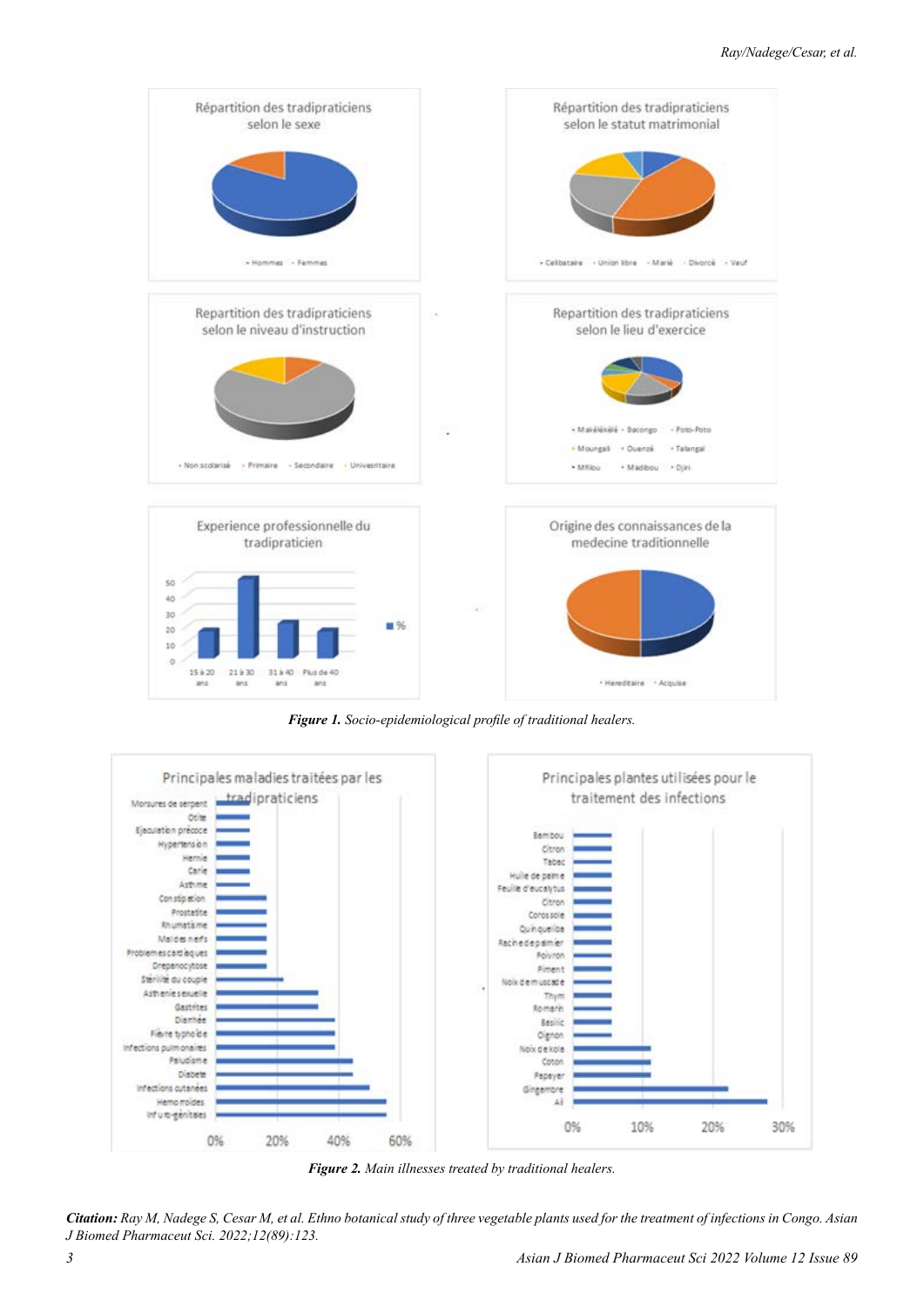**Figure 1.** Socio-epidemiological profile of traditional healers.

**Figure 2.** Main illnesses treated by traditional healers.

***Citation:*** *Ray M, Nadege S, Cesar M, et al. Ethno botanical study of three vegetable plants used for the treatment of infections in Congo. Asian J Biomed Pharmaceut Sci. 2022;12(89):123.*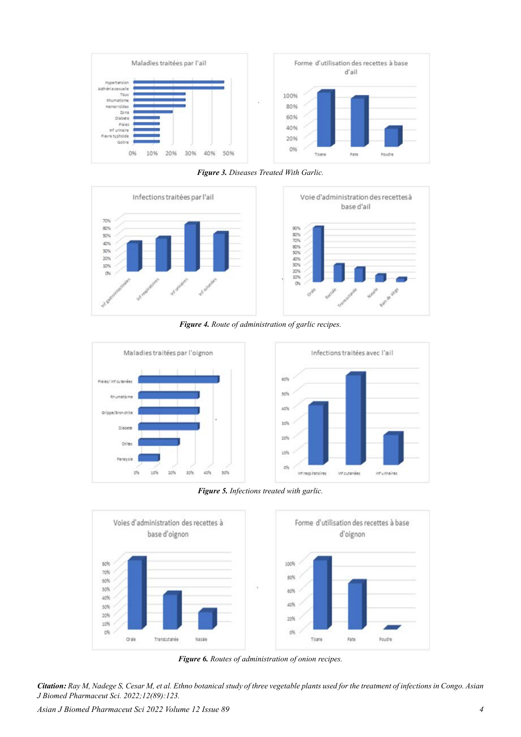**Figure 3.** *Diseases Treated With Garlic.*

**Figure 4.** *Route of administration of garlic recipes.*

**Figure 5.** *Infections treated with garlic.*

**Figure 6.** *Routes of administration of onion recipes.*

***Citation:*** *Ray M, Nadege S, Cesar M, et al. Ethno botanical study of three vegetable plants used for the treatment of infections in Congo. Asian J Biomed Pharmaceut Sci. 2022;12(89):123.*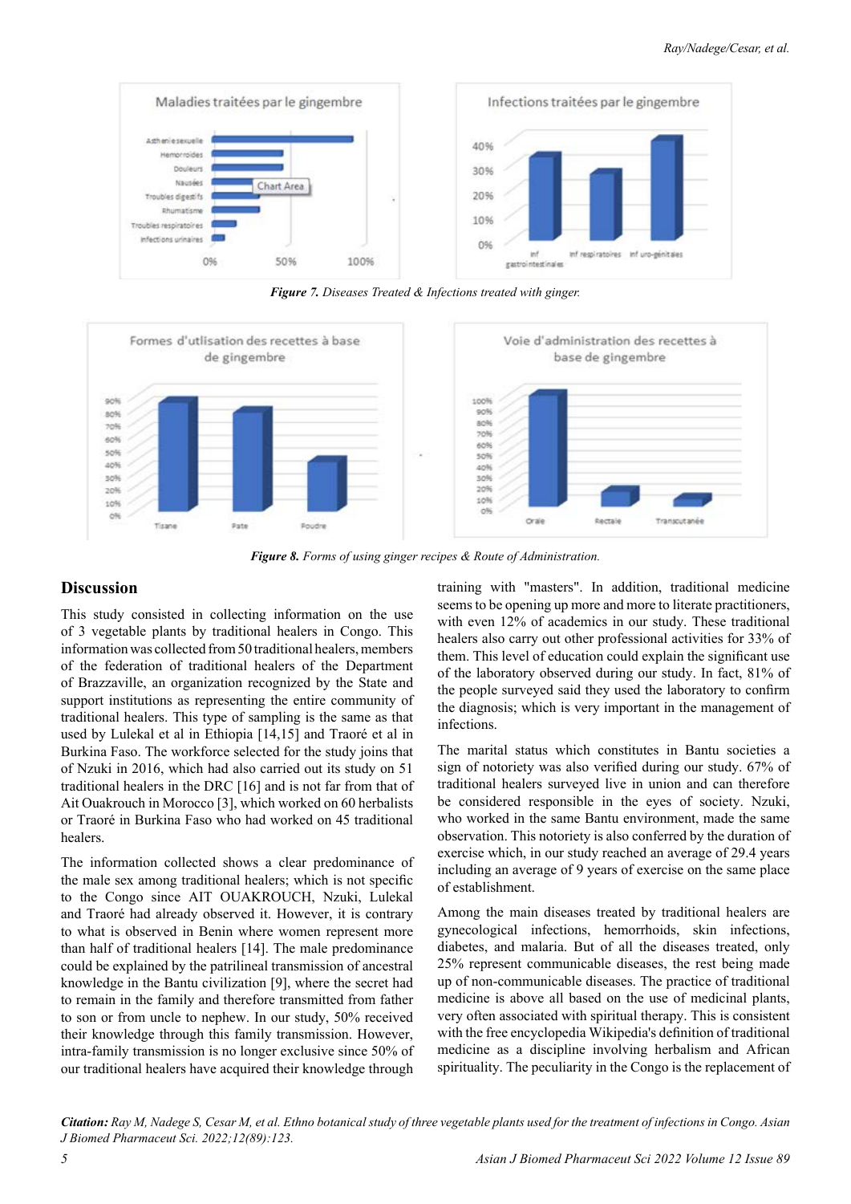*Figure 7. Diseases Treated & Infections treated with ginger.*

*Figure 8. Forms of using ginger recipes & Route of Administration.*

## Discussion

This study consisted in collecting information on the use of 3 vegetable plants by traditional healers in Congo. This information was collected from 50 traditional healers, members of the federation of traditional healers of the Department of Brazzaville, an organization recognized by the State and support institutions as representing the entire community of traditional healers. This type of sampling is the same as that used by Lulekal et al in Ethiopia [14,15] and Traoré et al in Burkina Faso. The workforce selected for the study joins that of Nzuki in 2016, which had also carried out its study on 51 traditional healers in the DRC [16] and is not far from that of Ait Ouakrouch in Morocco [3], which worked on 60 herbalists or Traoré in Burkina Faso who had worked on 45 traditional healers.

The information collected shows a clear predominance of the male sex among traditional healers; which is not specific to the Congo since AIT OUAKROUCH, Nzuki, Lulekal and Traoré had already observed it. However, it is contrary to what is observed in Benin where women represent more than half of traditional healers [14]. The male predominance could be explained by the patrilineal transmission of ancestral knowledge in the Bantu civilization [9], where the secret had to remain in the family and therefore transmitted from father to son or from uncle to nephew. In our study, 50% received their knowledge through this family transmission. However, intra-family transmission is no longer exclusive since 50% of our traditional healers have acquired their knowledge through training with "masters". In addition, traditional medicine seems to be opening up more and more to literate practitioners, with even 12% of academics in our study. These traditional healers also carry out other professional activities for 33% of them. This level of education could explain the significant use of the laboratory observed during our study. In fact, 81% of the people surveyed said they used the laboratory to confirm the diagnosis; which is very important in the management of infections.

The marital status which constitutes in Bantu societies a sign of notoriety was also verified during our study. 67% of traditional healers surveyed live in union and can therefore be considered responsible in the eyes of society. Nzuki, who worked in the same Bantu environment, made the same observation. This notoriety is also conferred by the duration of exercise which, in our study reached an average of 29.4 years including an average of 9 years of exercise on the same place of establishment.

Among the main diseases treated by traditional healers are gynecological infections, hemorrhoids, skin infections, diabetes, and malaria. But of all the diseases treated, only 25% represent communicable diseases, the rest being made up of non-communicable diseases. The practice of traditional medicine is above all based on the use of medicinal plants, very often associated with spiritual therapy. This is consistent with the free encyclopedia Wikipedia's definition of traditional medicine as a discipline involving herbalism and African spirituality. The peculiarity in the Congo is the replacement of

**Citation:** *Ray M, Nadege S, Cesar M, et al. Ethno botanical study of three vegetable plants used for the treatment of infections in Congo. Asian J Biomed Pharmaceut Sci. 2022;12(89):123.*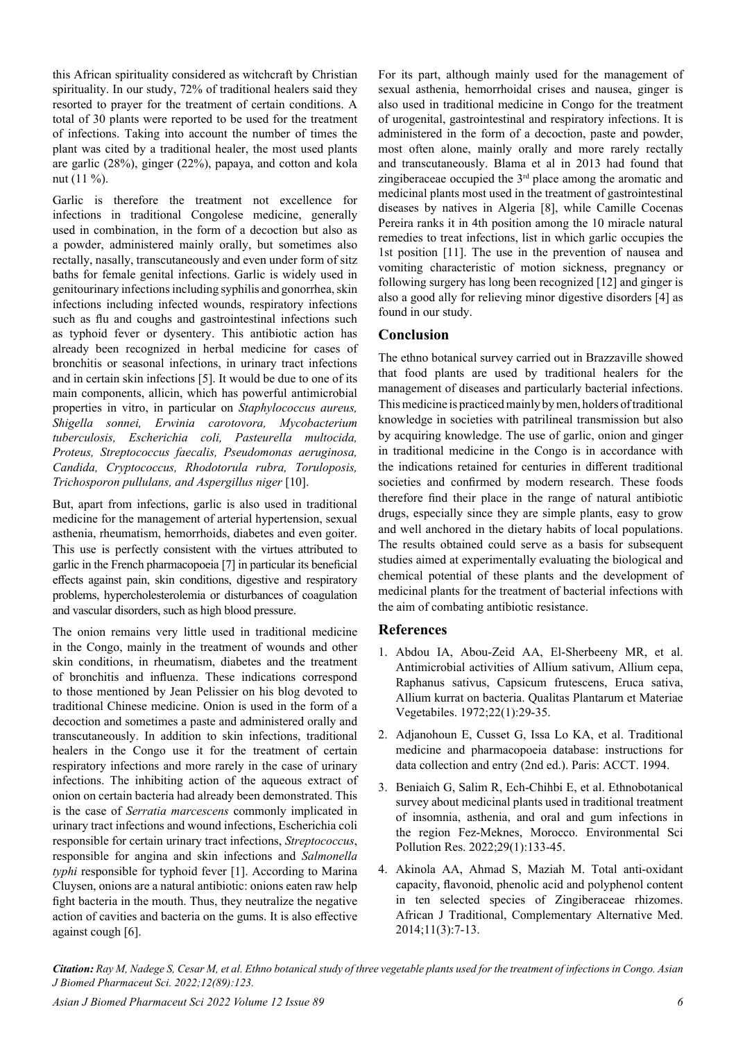this African spirituality considered as witchcraft by Christian spirituality. In our study, 72% of traditional healers said they resorted to prayer for the treatment of certain conditions. A total of 30 plants were reported to be used for the treatment of infections. Taking into account the number of times the plant was cited by a traditional healer, the most used plants are garlic (28%), ginger (22%), papaya, and cotton and kola nut (11 %).

Garlic is therefore the treatment not excellence for infections in traditional Congolese medicine, generally used in combination, in the form of a decoction but also as a powder, administered mainly orally, but sometimes also rectally, nasally, transcutaneously and even under form of sitz baths for female genital infections. Garlic is widely used in genitourinary infections including syphilis and gonorrhea, skin infections including infected wounds, respiratory infections such as flu and coughs and gastrointestinal infections such as typhoid fever or dysentery. This antibiotic action has already been recognized in herbal medicine for cases of bronchitis or seasonal infections, in urinary tract infections and in certain skin infections [5]. It would be due to one of its main components, allicin, which has powerful antimicrobial properties in vitro, in particular on *Staphylococcus aureus, Shigella sonnei, Erwinia carotovora, Mycobacterium tuberculosis, Escherichia coli, Pasteurella multocida, Proteus, Streptococcus faecalis, Pseudomonas aeruginosa, Candida, Cryptococcus, Rhodotorula rubra, Toruloposis, Trichosporon pullulans, and Aspergillus niger* [10].

But, apart from infections, garlic is also used in traditional medicine for the management of arterial hypertension, sexual asthenia, rheumatism, hemorrhoids, diabetes and even goiter. This use is perfectly consistent with the virtues attributed to garlic in the French pharmacopoeia [7] in particular its beneficial effects against pain, skin conditions, digestive and respiratory problems, hypercholesterolemia or disturbances of coagulation and vascular disorders, such as high blood pressure.

The onion remains very little used in traditional medicine in the Congo, mainly in the treatment of wounds and other skin conditions, in rheumatism, diabetes and the treatment of bronchitis and influenza. These indications correspond to those mentioned by Jean Pelissier on his blog devoted to traditional Chinese medicine. Onion is used in the form of a decoction and sometimes a paste and administered orally and transcutaneously. In addition to skin infections, traditional healers in the Congo use it for the treatment of certain respiratory infections and more rarely in the case of urinary infections. The inhibiting action of the aqueous extract of onion on certain bacteria had already been demonstrated. This is the case of *Serratia marcescens* commonly implicated in urinary tract infections and wound infections, Escherichia coli responsible for certain urinary tract infections, *Streptococcus*, responsible for angina and skin infections and *Salmonella typhi* responsible for typhoid fever [1]. According to Marina Cluysen, onions are a natural antibiotic: onions eaten raw help fight bacteria in the mouth. Thus, they neutralize the negative action of cavities and bacteria on the gums. It is also effective against cough [6].

For its part, although mainly used for the management of sexual asthenia, hemorrhoidal crises and nausea, ginger is also used in traditional medicine in Congo for the treatment of urogenital, gastrointestinal and respiratory infections. It is administered in the form of a decoction, paste and powder, most often alone, mainly orally and more rarely rectally and transcutaneously. Blama et al in 2013 had found that zingiberaceae occupied the 3rd place among the aromatic and medicinal plants most used in the treatment of gastrointestinal diseases by natives in Algeria [8], while Camille Cocenas Pereira ranks it in 4th position among the 10 miracle natural remedies to treat infections, list in which garlic occupies the 1st position [11]. The use in the prevention of nausea and vomiting characteristic of motion sickness, pregnancy or following surgery has long been recognized [12] and ginger is also a good ally for relieving minor digestive disorders [4] as found in our study.

## Conclusion

The ethno botanical survey carried out in Brazzaville showed that food plants are used by traditional healers for the management of diseases and particularly bacterial infections. This medicine is practiced mainly by men, holders of traditional knowledge in societies with patrilineal transmission but also by acquiring knowledge. The use of garlic, onion and ginger in traditional medicine in the Congo is in accordance with the indications retained for centuries in different traditional societies and confirmed by modern research. These foods therefore find their place in the range of natural antibiotic drugs, especially since they are simple plants, easy to grow and well anchored in the dietary habits of local populations. The results obtained could serve as a basis for subsequent studies aimed at experimentally evaluating the biological and chemical potential of these plants and the development of medicinal plants for the treatment of bacterial infections with the aim of combating antibiotic resistance.

## References

1. Abdou IA, Abou-Zeid AA, El-Sherbeeny MR, et al. Antimicrobial activities of Allium sativum, Allium cepa, Raphanus sativus, Capsicum frutescens, Eruca sativa, Allium kurrat on bacteria. Qualitas Plantarum et Materiae Vegetabiles. 1972;22(1):29-35.
2. Adjanohoun E, Cusset G, Issa Lo KA, et al. Traditional medicine and pharmacopoeia database: instructions for data collection and entry (2nd ed.). Paris: ACCT. 1994.
3. Beniaich G, Salim R, Ech-Chihbi E, et al. Ethnobotanical survey about medicinal plants used in traditional treatment of insomnia, asthenia, and oral and gum infections in the region Fez-Meknes, Morocco. Environmental Sci Pollution Res. 2022;29(1):133-45.
4. Akinola AA, Ahmad S, Maziah M. Total anti-oxidant capacity, flavonoid, phenolic acid and polyphenol content in ten selected species of Zingiberaceae rhizomes. African J Traditional, Complementary Alternative Med. 2014;11(3):7-13.

***Citation:** Ray M, Nadege S, Cesar M, et al. Ethno botanical study of three vegetable plants used for the treatment of infections in Congo. Asian J Biomed Pharmaceut Sci. 2022;12(89):123.*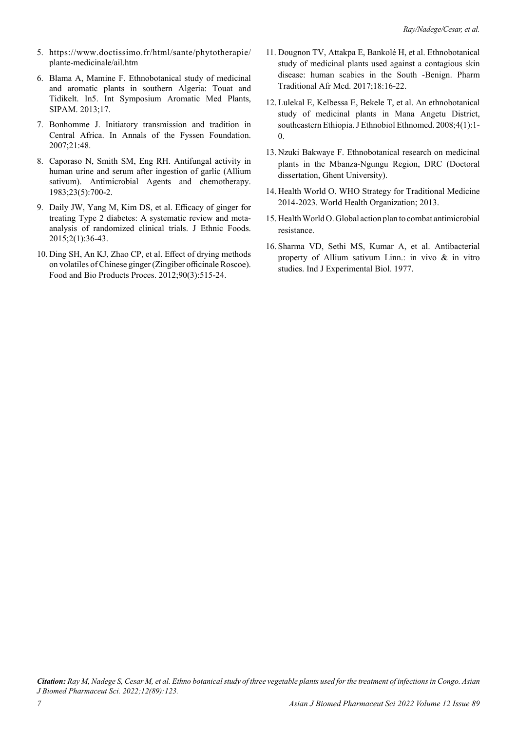5. https://www.doctissimo.fr/html/sante/phytotherapie/plante-medicinale/ail.htm

6. Blama A, Mamine F. Ethnobotanical study of medicinal and aromatic plants in southern Algeria: Touat and Tidikelt. In5. Int Symposium Aromatic Med Plants, SIPAM. 2013;17.

7. Bonhomme J. Initiatory transmission and tradition in Central Africa. In Annals of the Fyssen Foundation. 2007;21:48.

8. Caporaso N, Smith SM, Eng RH. Antifungal activity in human urine and serum after ingestion of garlic (Allium sativum). Antimicrobial Agents and chemotherapy. 1983;23(5):700-2.

9. Daily JW, Yang M, Kim DS, et al. Efficacy of ginger for treating Type 2 diabetes: A systematic review and meta-analysis of randomized clinical trials. J Ethnic Foods. 2015;2(1):36-43.

10. Ding SH, An KJ, Zhao CP, et al. Effect of drying methods on volatiles of Chinese ginger (Zingiber officinale Roscoe). Food and Bio Products Proces. 2012;90(3):515-24.

11. Dougnon TV, Attakpa E, Bankolé H, et al. Ethnobotanical study of medicinal plants used against a contagious skin disease: human scabies in the South -Benign. Pharm Traditional Afr Med. 2017;18:16-22.

12. Lulekal E, Kelbessa E, Bekele T, et al. An ethnobotanical study of medicinal plants in Mana Angetu District, southeastern Ethiopia. J Ethnobiol Ethnomed. 2008;4(1):1-0.

13. Nzuki Bakwaye F. Ethnobotanical research on medicinal plants in the Mbanza-Ngungu Region, DRC (Doctoral dissertation, Ghent University).

14. Health World O. WHO Strategy for Traditional Medicine 2014-2023. World Health Organization; 2013.

15. Health World O. Global action plan to combat antimicrobial resistance.

16. Sharma VD, Sethi MS, Kumar A, et al. Antibacterial property of Allium sativum Linn.: in vivo & in vitro studies. Ind J Experimental Biol. 1977.

***Citation:*** *Ray M, Nadege S, Cesar M, et al. Ethno botanical study of three vegetable plants used for the treatment of infections in Congo. Asian J Biomed Pharmaceut Sci. 2022;12(89):123.*